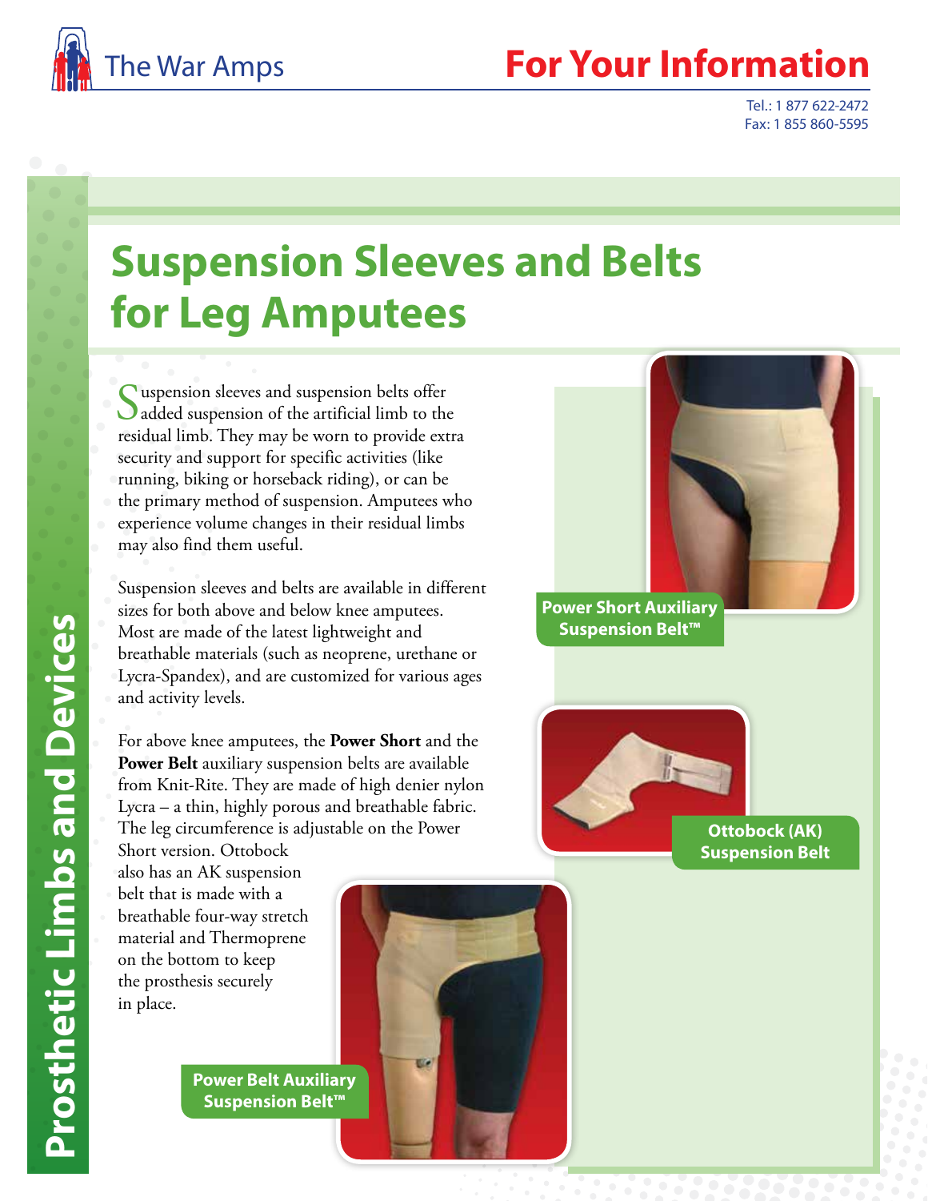The War Amps

# For Your Information

Tel.: 1 877 622-2472
Fax: 1 855 860-5595

Prosthetic Limbs and Devices

# Suspension Sleeves and Belts for Leg Amputees

Suspension sleeves and suspension belts offer added suspension of the artificial limb to the residual limb. They may be worn to provide extra security and support for specific activities (like running, biking or horseback riding), or can be the primary method of suspension. Amputees who experience volume changes in their residual limbs may also find them useful.

Suspension sleeves and belts are available in different sizes for both above and below knee amputees. Most are made of the latest lightweight and breathable materials (such as neoprene, urethane or Lycra-Spandex), and are customized for various ages and activity levels.

For above knee amputees, the **Power Short** and the **Power Belt** auxiliary suspension belts are available from Knit-Rite. They are made of high denier nylon Lycra – a thin, highly porous and breathable fabric. The leg circumference is adjustable on the Power Short version. Ottobock also has an AK suspension belt that is made with a breathable four-way stretch material and Thermoprene on the bottom to keep the prosthesis securely in place.

Power Short Auxiliary Suspension Belt™

Ottobock (AK) Suspension Belt

Power Belt Auxiliary Suspension Belt™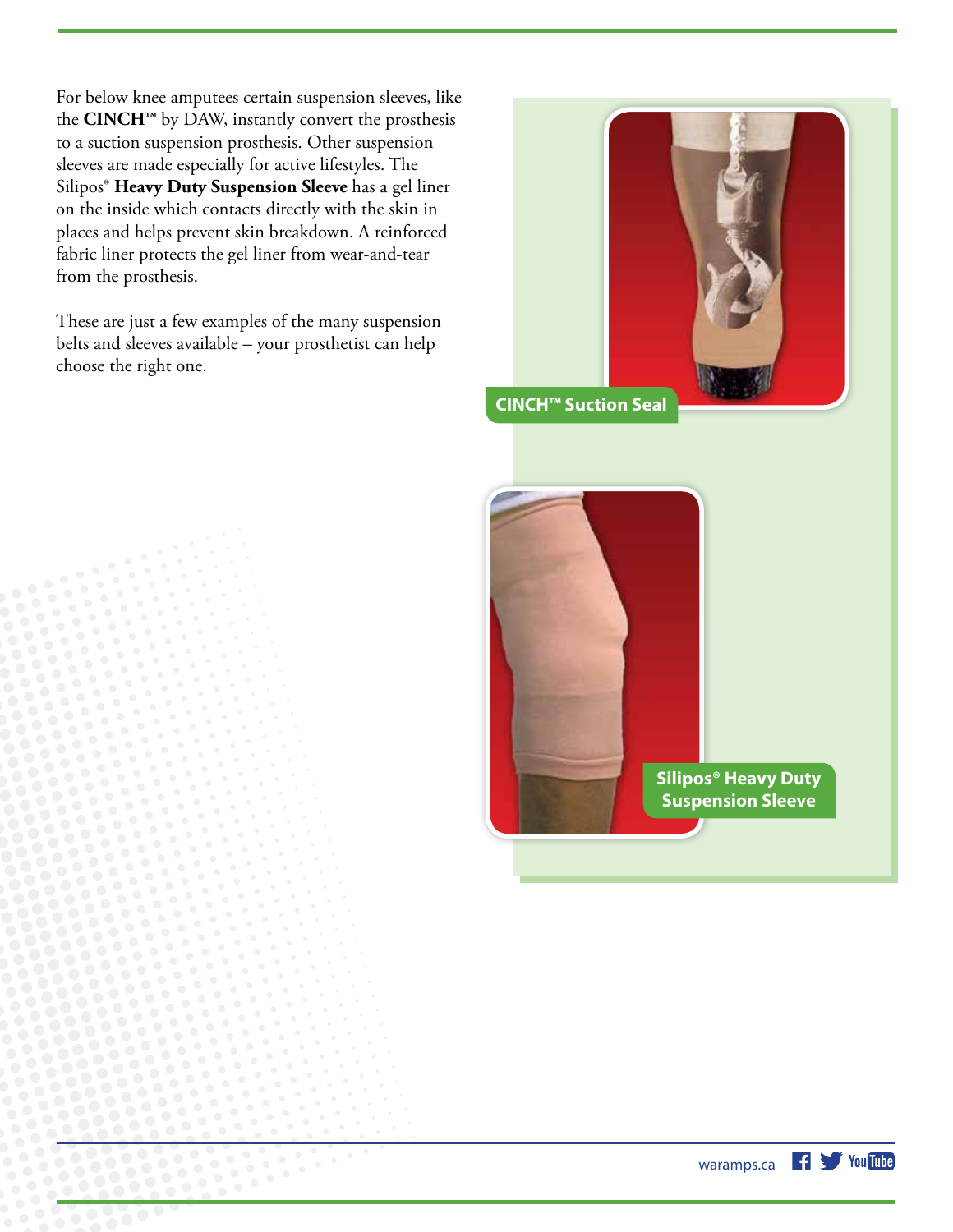For below knee amputees certain suspension sleeves, like the **CINCH™** by DAW, instantly convert the prosthesis to a suction suspension prosthesis. Other suspension sleeves are made especially for active lifestyles. The Silipos® **Heavy Duty Suspension Sleeve** has a gel liner on the inside which contacts directly with the skin in places and helps prevent skin breakdown. A reinforced fabric liner protects the gel liner from wear-and-tear from the prosthesis.

These are just a few examples of the many suspension belts and sleeves available – your prosthetist can help choose the right one.

**CINCH™ Suction Seal**

**Silipos® Heavy Duty Suspension Sleeve**